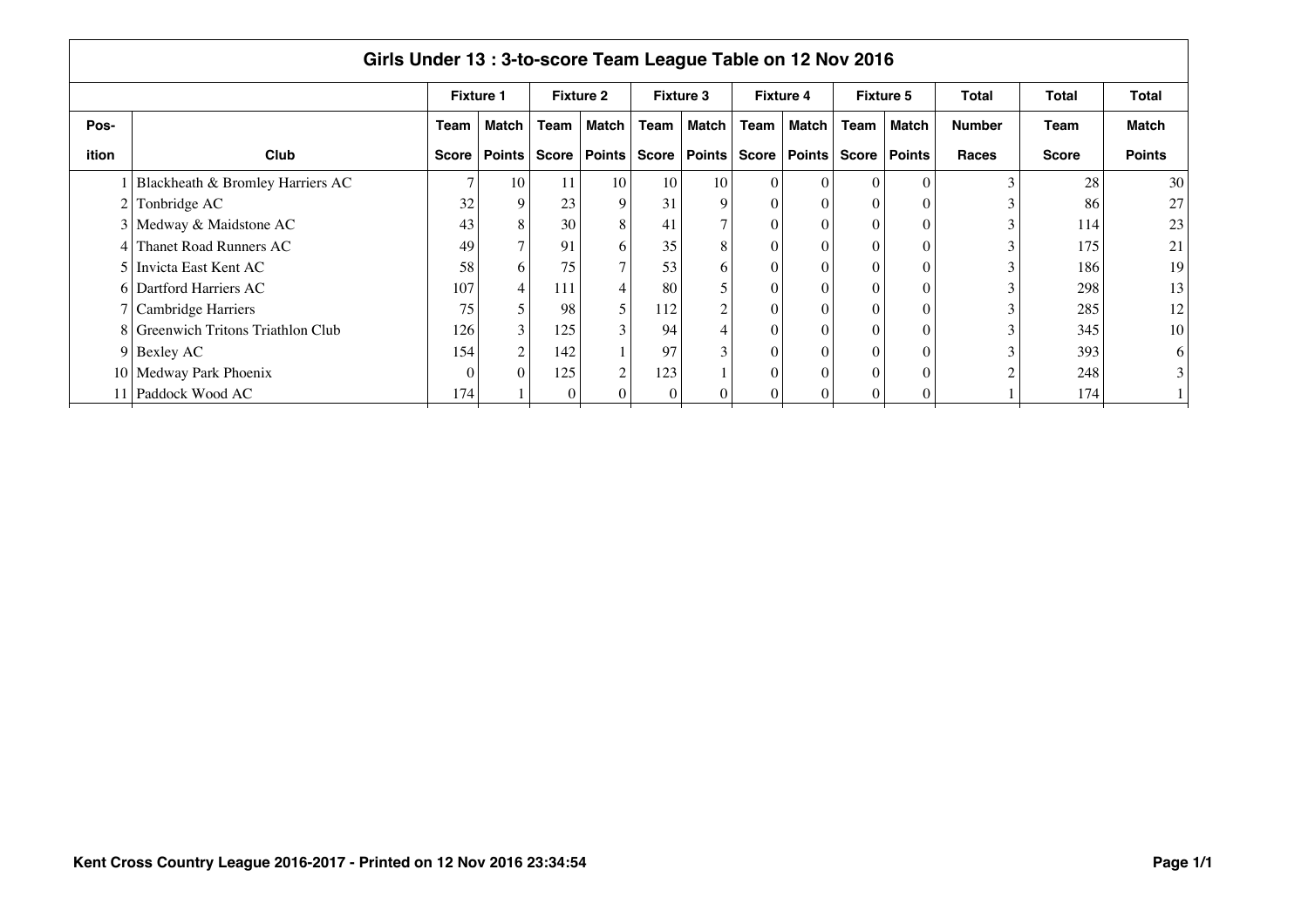## Girls Under 13 : 3-to-score Team League Table on 12 Nov 2016

| | | Fixture 1 | | Fixture 2 | | Fixture 3 | | Fixture 4 | | Fixture 5 | | Total | Total | Total |
|---|---|---|---|---|---|---|---|---|---|---|---|---|---|---|
| Pos-ition | Club | Team Score | Match Points | Team Score | Match Points | Team Score | Match Points | Team Score | Match Points | Team Score | Match Points | Number Races | Team Score | Match Points |
| 1 | Blackheath & Bromley Harriers AC | 7 | 10 | 11 | 10 | 10 | 10 | 0 | 0 | 0 | 0 | 3 | 28 | 30 |
| 2 | Tonbridge AC | 32 | 9 | 23 | 9 | 31 | 9 | 0 | 0 | 0 | 0 | 3 | 86 | 27 |
| 3 | Medway & Maidstone AC | 43 | 8 | 30 | 8 | 41 | 7 | 0 | 0 | 0 | 0 | 3 | 114 | 23 |
| 4 | Thanet Road Runners AC | 49 | 7 | 91 | 6 | 35 | 8 | 0 | 0 | 0 | 0 | 3 | 175 | 21 |
| 5 | Invicta East Kent AC | 58 | 6 | 75 | 7 | 53 | 6 | 0 | 0 | 0 | 0 | 3 | 186 | 19 |
| 6 | Dartford Harriers AC | 107 | 4 | 111 | 4 | 80 | 5 | 0 | 0 | 0 | 0 | 3 | 298 | 13 |
| 7 | Cambridge Harriers | 75 | 5 | 98 | 5 | 112 | 2 | 0 | 0 | 0 | 0 | 3 | 285 | 12 |
| 8 | Greenwich Tritons Triathlon Club | 126 | 3 | 125 | 3 | 94 | 4 | 0 | 0 | 0 | 0 | 3 | 345 | 10 |
| 9 | Bexley AC | 154 | 2 | 142 | 1 | 97 | 3 | 0 | 0 | 0 | 0 | 3 | 393 | 6 |
| 10 | Medway Park Phoenix | 0 | 0 | 125 | 2 | 123 | 1 | 0 | 0 | 0 | 0 | 2 | 248 | 3 |
| 11 | Paddock Wood AC | 174 | 1 | 0 | 0 | 0 | 0 | 0 | 0 | 0 | 0 | 1 | 174 | 1 |

Kent Cross Country League 2016-2017 - Printed on 12 Nov 2016 23:34:54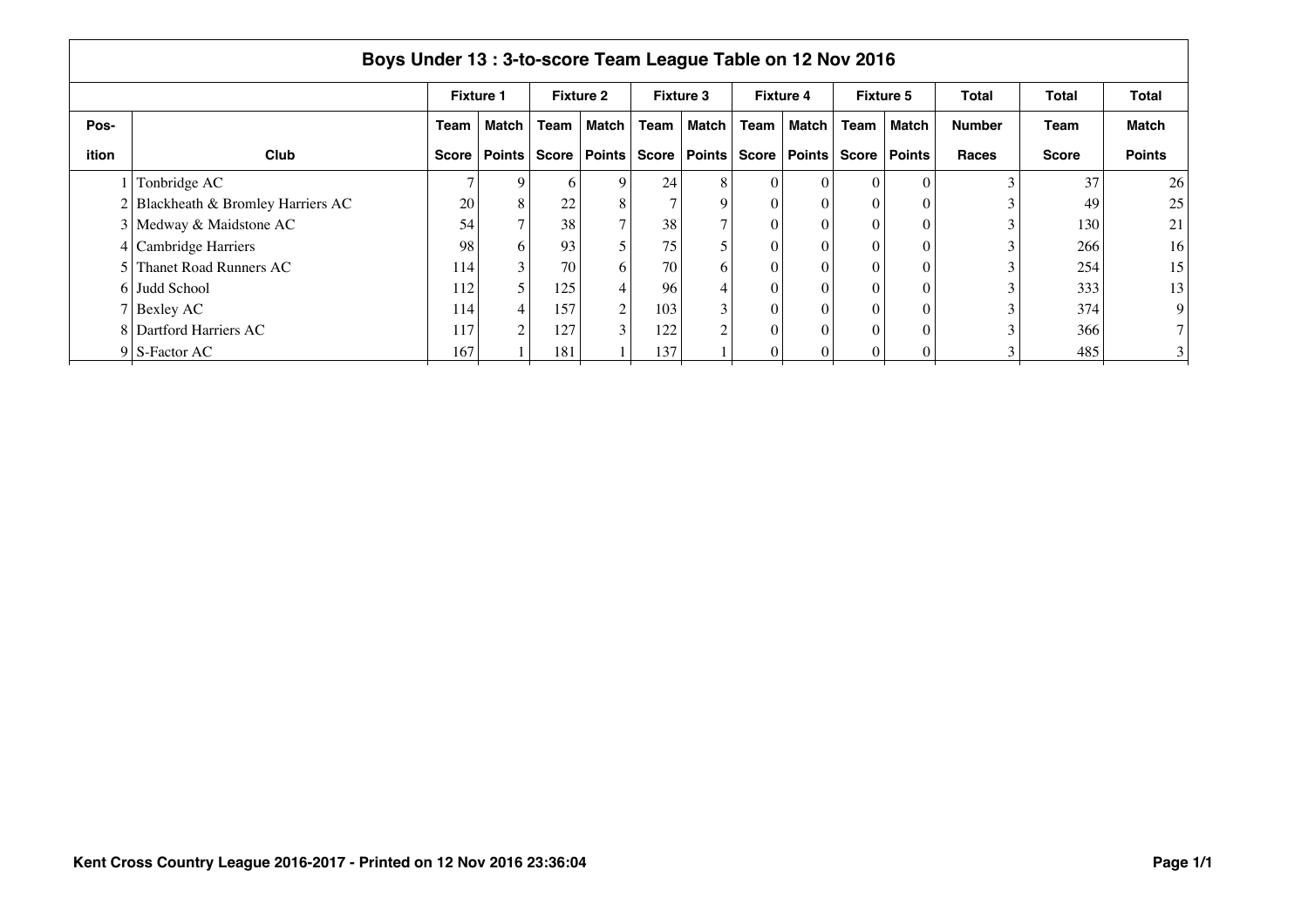# Boys Under 13 : 3-to-score Team League Table on 12 Nov 2016

| | | Fixture 1 | | Fixture 2 | | Fixture 3 | | Fixture 4 | | Fixture 5 | | Total | Total | Total |
|---|---|---|---|---|---|---|---|---|---|---|---|---|---|---|
| Pos-ition | Club | Team Score | Match Points | Team Score | Match Points | Team Score | Match Points | Team Score | Match Points | Team Score | Match Points | Number Races | Team Score | Match Points |
| 1 | Tonbridge AC | 7 | 9 | 6 | 9 | 24 | 8 | 0 | 0 | 0 | 0 | 3 | 37 | 26 |
| 2 | Blackheath & Bromley Harriers AC | 20 | 8 | 22 | 8 | 7 | 9 | 0 | 0 | 0 | 0 | 3 | 49 | 25 |
| 3 | Medway & Maidstone AC | 54 | 7 | 38 | 7 | 38 | 7 | 0 | 0 | 0 | 0 | 3 | 130 | 21 |
| 4 | Cambridge Harriers | 98 | 6 | 93 | 5 | 75 | 5 | 0 | 0 | 0 | 0 | 3 | 266 | 16 |
| 5 | Thanet Road Runners AC | 114 | 3 | 70 | 6 | 70 | 6 | 0 | 0 | 0 | 0 | 3 | 254 | 15 |
| 6 | Judd School | 112 | 5 | 125 | 4 | 96 | 4 | 0 | 0 | 0 | 0 | 3 | 333 | 13 |
| 7 | Bexley AC | 114 | 4 | 157 | 2 | 103 | 3 | 0 | 0 | 0 | 0 | 3 | 374 | 9 |
| 8 | Dartford Harriers AC | 117 | 2 | 127 | 3 | 122 | 2 | 0 | 0 | 0 | 0 | 3 | 366 | 7 |
| 9 | S-Factor AC | 167 | 1 | 181 | 1 | 137 | 1 | 0 | 0 | 0 | 0 | 3 | 485 | 3 |

Kent Cross Country League 2016-2017 - Printed on 12 Nov 2016 23:36:04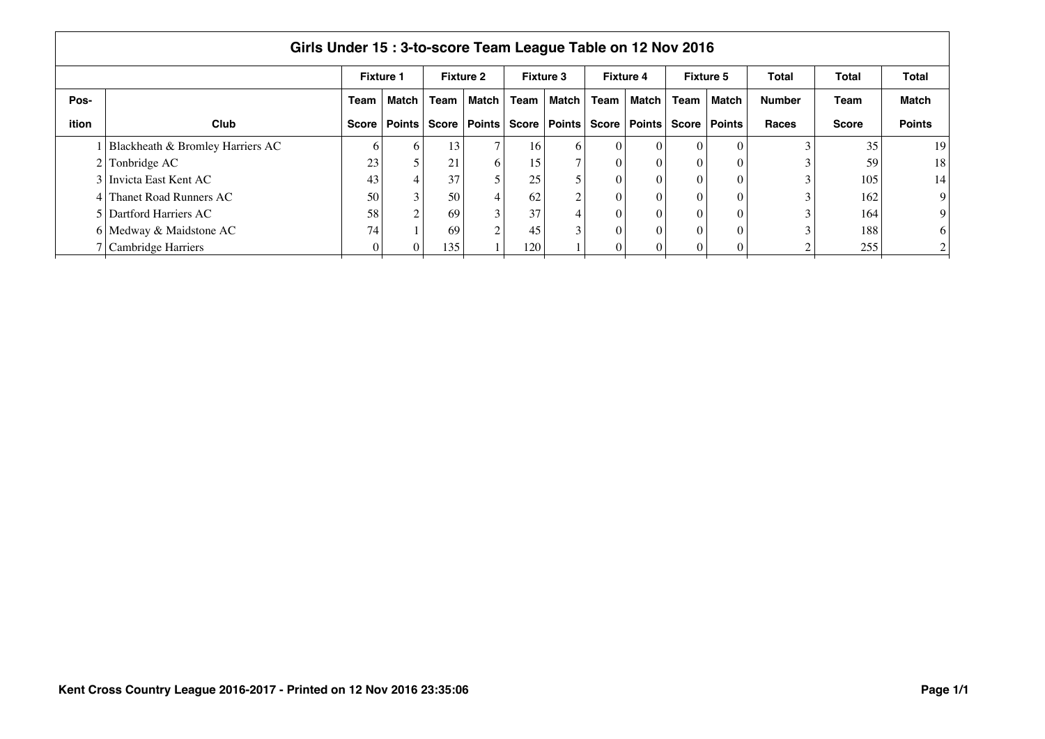## Girls Under 15 : 3-to-score Team League Table on 12 Nov 2016

| | | Fixture 1 | | Fixture 2 | | Fixture 3 | | Fixture 4 | | Fixture 5 | | Total | Total | Total |
|---|---|---|---|---|---|---|---|---|---|---|---|---|---|---|
| Pos-ition | Club | Team Score | Match Points | Team Score | Match Points | Team Score | Match Points | Team Score | Match Points | Team Score | Match Points | Number Races | Team Score | Match Points |
| 1 | Blackheath & Bromley Harriers AC | 6 | 6 | 13 | 7 | 16 | 6 | 0 | 0 | 0 | 0 | 3 | 35 | 19 |
| 2 | Tonbridge AC | 23 | 5 | 21 | 6 | 15 | 7 | 0 | 0 | 0 | 0 | 3 | 59 | 18 |
| 3 | Invicta East Kent AC | 43 | 4 | 37 | 5 | 25 | 5 | 0 | 0 | 0 | 0 | 3 | 105 | 14 |
| 4 | Thanet Road Runners AC | 50 | 3 | 50 | 4 | 62 | 2 | 0 | 0 | 0 | 0 | 3 | 162 | 9 |
| 5 | Dartford Harriers AC | 58 | 2 | 69 | 3 | 37 | 4 | 0 | 0 | 0 | 0 | 3 | 164 | 9 |
| 6 | Medway & Maidstone AC | 74 | 1 | 69 | 2 | 45 | 3 | 0 | 0 | 0 | 0 | 3 | 188 | 6 |
| 7 | Cambridge Harriers | 0 | 0 | 135 | 1 | 120 | 1 | 0 | 0 | 0 | 0 | 2 | 255 | 2 |

Kent Cross Country League 2016-2017 - Printed on 12 Nov 2016 23:35:06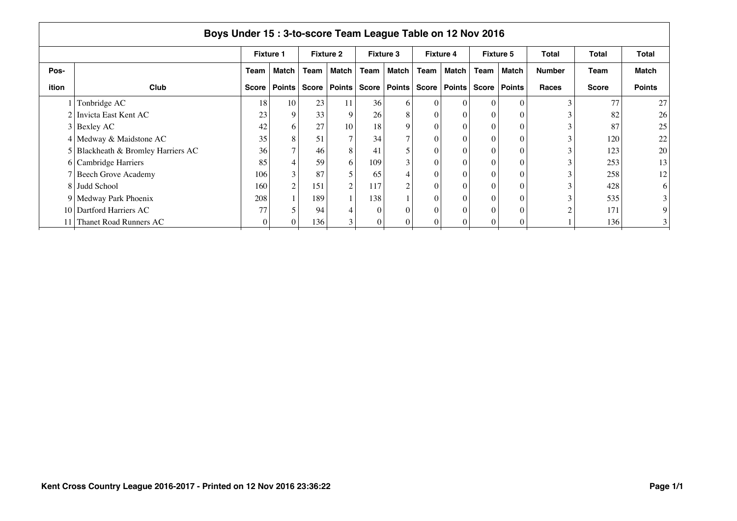## Boys Under 15 : 3-to-score Team League Table on 12 Nov 2016

| | | Fixture 1 | | Fixture 2 | | Fixture 3 | | Fixture 4 | | Fixture 5 | | Total | Total | Total |
|---|---|---|---|---|---|---|---|---|---|---|---|---|---|---|
| Position | Club | Team Score | Match Points | Team Score | Match Points | Team Score | Match Points | Team Score | Match Points | Team Score | Match Points | Number Races | Team Score | Match Points |
| 1 | Tonbridge AC | 18 | 10 | 23 | 11 | 36 | 6 | 0 | 0 | 0 | 0 | 3 | 77 | 27 |
| 2 | Invicta East Kent AC | 23 | 9 | 33 | 9 | 26 | 8 | 0 | 0 | 0 | 0 | 3 | 82 | 26 |
| 3 | Bexley AC | 42 | 6 | 27 | 10 | 18 | 9 | 0 | 0 | 0 | 0 | 3 | 87 | 25 |
| 4 | Medway & Maidstone AC | 35 | 8 | 51 | 7 | 34 | 7 | 0 | 0 | 0 | 0 | 3 | 120 | 22 |
| 5 | Blackheath & Bromley Harriers AC | 36 | 7 | 46 | 8 | 41 | 5 | 0 | 0 | 0 | 0 | 3 | 123 | 20 |
| 6 | Cambridge Harriers | 85 | 4 | 59 | 6 | 109 | 3 | 0 | 0 | 0 | 0 | 3 | 253 | 13 |
| 7 | Beech Grove Academy | 106 | 3 | 87 | 5 | 65 | 4 | 0 | 0 | 0 | 0 | 3 | 258 | 12 |
| 8 | Judd School | 160 | 2 | 151 | 2 | 117 | 2 | 0 | 0 | 0 | 0 | 3 | 428 | 6 |
| 9 | Medway Park Phoenix | 208 | 1 | 189 | 1 | 138 | 1 | 0 | 0 | 0 | 0 | 3 | 535 | 3 |
| 10 | Dartford Harriers AC | 77 | 5 | 94 | 4 | 0 | 0 | 0 | 0 | 0 | 0 | 2 | 171 | 9 |
| 11 | Thanet Road Runners AC | 0 | 0 | 136 | 3 | 0 | 0 | 0 | 0 | 0 | 0 | 1 | 136 | 3 |

Kent Cross Country League 2016-2017 - Printed on 12 Nov 2016 23:36:22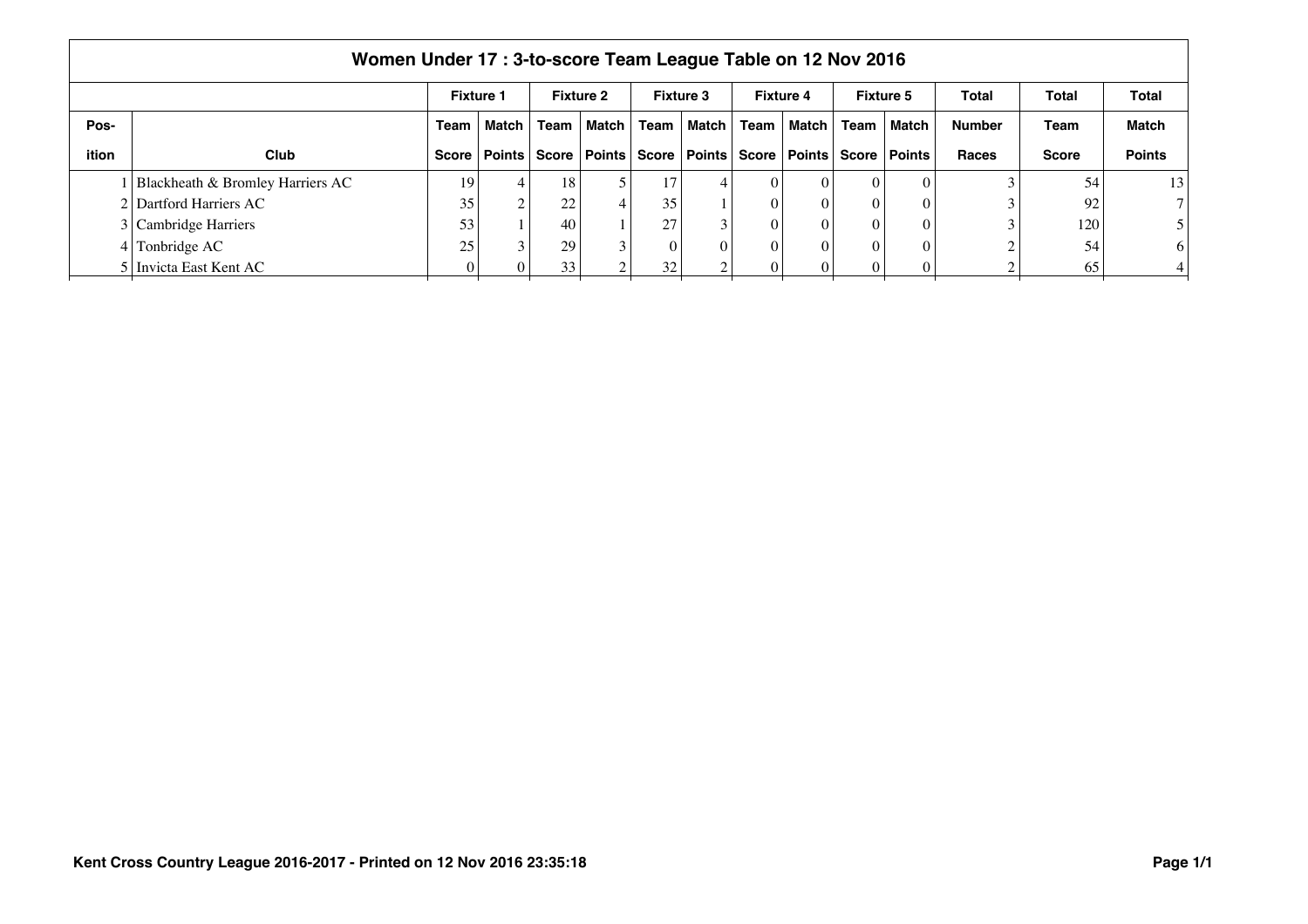# Women Under 17 : 3-to-score Team League Table on 12 Nov 2016

| | | Fixture 1 | | Fixture 2 | | Fixture 3 | | Fixture 4 | | Fixture 5 | | Total | Total | Total |
|---|---|---|---|---|---|---|---|---|---|---|---|---|---|---|
| Pos-ition | Club | Team Score | Match Points | Team Score | Match Points | Team Score | Match Points | Team Score | Match Points | Team Score | Match Points | Number Races | Team Score | Match Points |
| 1 | Blackheath & Bromley Harriers AC | 19 | 4 | 18 | 5 | 17 | 4 | 0 | 0 | 0 | 0 | 3 | 54 | 13 |
| 2 | Dartford Harriers AC | 35 | 2 | 22 | 4 | 35 | 1 | 0 | 0 | 0 | 0 | 3 | 92 | 7 |
| 3 | Cambridge Harriers | 53 | 1 | 40 | 1 | 27 | 3 | 0 | 0 | 0 | 0 | 3 | 120 | 5 |
| 4 | Tonbridge AC | 25 | 3 | 29 | 3 | 0 | 0 | 0 | 0 | 0 | 0 | 2 | 54 | 6 |
| 5 | Invicta East Kent AC | 0 | 0 | 33 | 2 | 32 | 2 | 0 | 0 | 0 | 0 | 2 | 65 | 4 |

**Kent Cross Country League 2016-2017 - Printed on 12 Nov 2016 23:35:18**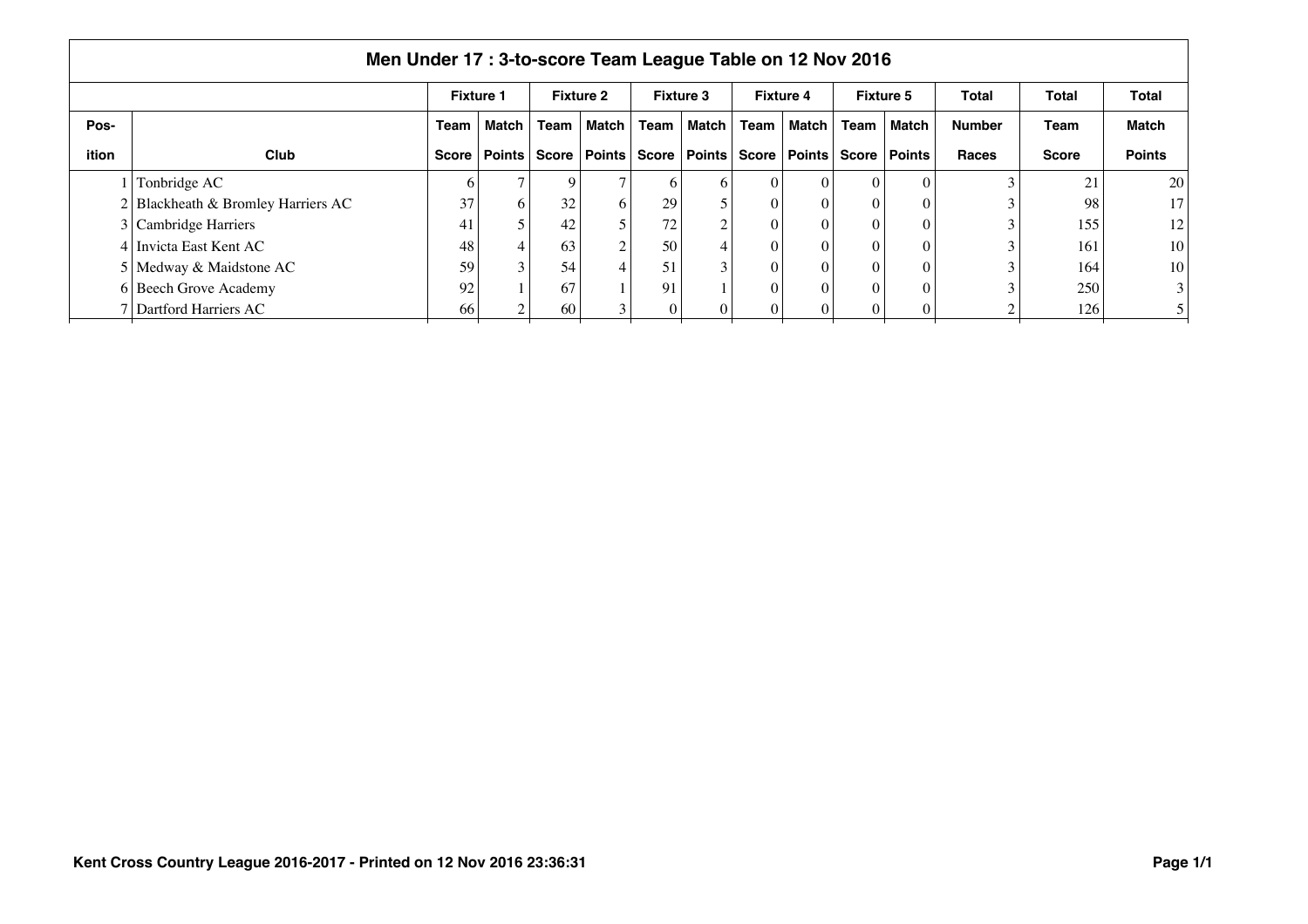## Men Under 17 : 3-to-score Team League Table on 12 Nov 2016

| | | Fixture 1 | | Fixture 2 | | Fixture 3 | | Fixture 4 | | Fixture 5 | | Total | Total | Total |
|---|---|---|---|---|---|---|---|---|---|---|---|---|---|---|
| Pos-ition | Club | Team Score | Match Points | Team Score | Match Points | Team Score | Match Points | Team Score | Match Points | Team Score | Match Points | Number Races | Team Score | Match Points |
| 1 | Tonbridge AC | 6 | 7 | 9 | 7 | 6 | 6 | 0 | 0 | 0 | 0 | 3 | 21 | 20 |
| 2 | Blackheath & Bromley Harriers AC | 37 | 6 | 32 | 6 | 29 | 5 | 0 | 0 | 0 | 0 | 3 | 98 | 17 |
| 3 | Cambridge Harriers | 41 | 5 | 42 | 5 | 72 | 2 | 0 | 0 | 0 | 0 | 3 | 155 | 12 |
| 4 | Invicta East Kent AC | 48 | 4 | 63 | 2 | 50 | 4 | 0 | 0 | 0 | 0 | 3 | 161 | 10 |
| 5 | Medway & Maidstone AC | 59 | 3 | 54 | 4 | 51 | 3 | 0 | 0 | 0 | 0 | 3 | 164 | 10 |
| 6 | Beech Grove Academy | 92 | 1 | 67 | 1 | 91 | 1 | 0 | 0 | 0 | 0 | 3 | 250 | 3 |
| 7 | Dartford Harriers AC | 66 | 2 | 60 | 3 | 0 | 0 | 0 | 0 | 0 | 0 | 2 | 126 | 5 |

Kent Cross Country League 2016-2017 - Printed on 12 Nov 2016 23:36:31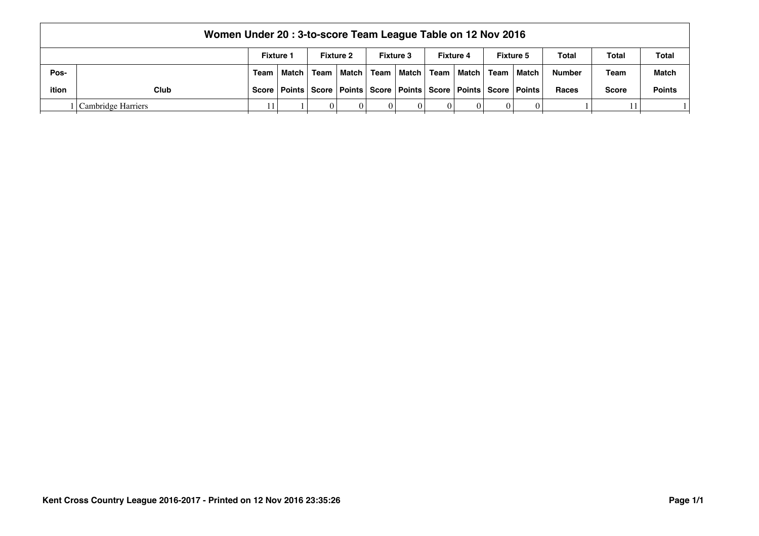| Women Under 20 : 3-to-score Team League Table on 12 Nov 2016 | | | | | | | | | | | | | | |
|---|---|---|---|---|---|---|---|---|---|---|---|---|---|---|
| | | Fixture 1 | | Fixture 2 | | Fixture 3 | | Fixture 4 | | Fixture 5 | | Total | Total | Total |
| Pos-ition | Club | Team Score | Match Points | Team Score | Match Points | Team Score | Match Points | Team Score | Match Points | Team Score | Match Points | Number Races | Team Score | Match Points |
| 1 | Cambridge Harriers | 11 | 1 | 0 | 0 | 0 | 0 | 0 | 0 | 0 | 0 | 1 | 11 | 1 |

**Kent Cross Country League 2016-2017 - Printed on 12 Nov 2016 23:35:26**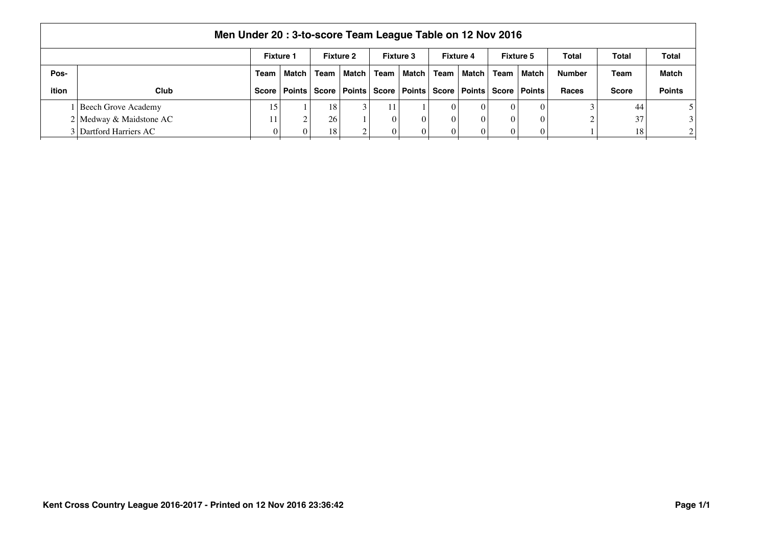## Men Under 20 : 3-to-score Team League Table on 12 Nov 2016

| | | Fixture 1 | | Fixture 2 | | Fixture 3 | | Fixture 4 | | Fixture 5 | | Total | Total | Total |
|---|---|---|---|---|---|---|---|---|---|---|---|---|---|---|
| Pos-ition | Club | Team Score | Match Points | Team Score | Match Points | Team Score | Match Points | Team Score | Match Points | Team Score | Match Points | Number Races | Team Score | Match Points |
| 1 | Beech Grove Academy | 15 | 1 | 18 | 3 | 11 | 1 | 0 | 0 | 0 | 0 | 3 | 44 | 5 |
| 2 | Medway & Maidstone AC | 11 | 2 | 26 | 1 | 0 | 0 | 0 | 0 | 0 | 0 | 2 | 37 | 3 |
| 3 | Dartford Harriers AC | 0 | 0 | 18 | 2 | 0 | 0 | 0 | 0 | 0 | 0 | 1 | 18 | 2 |

**Kent Cross Country League 2016-2017 - Printed on 12 Nov 2016 23:36:42**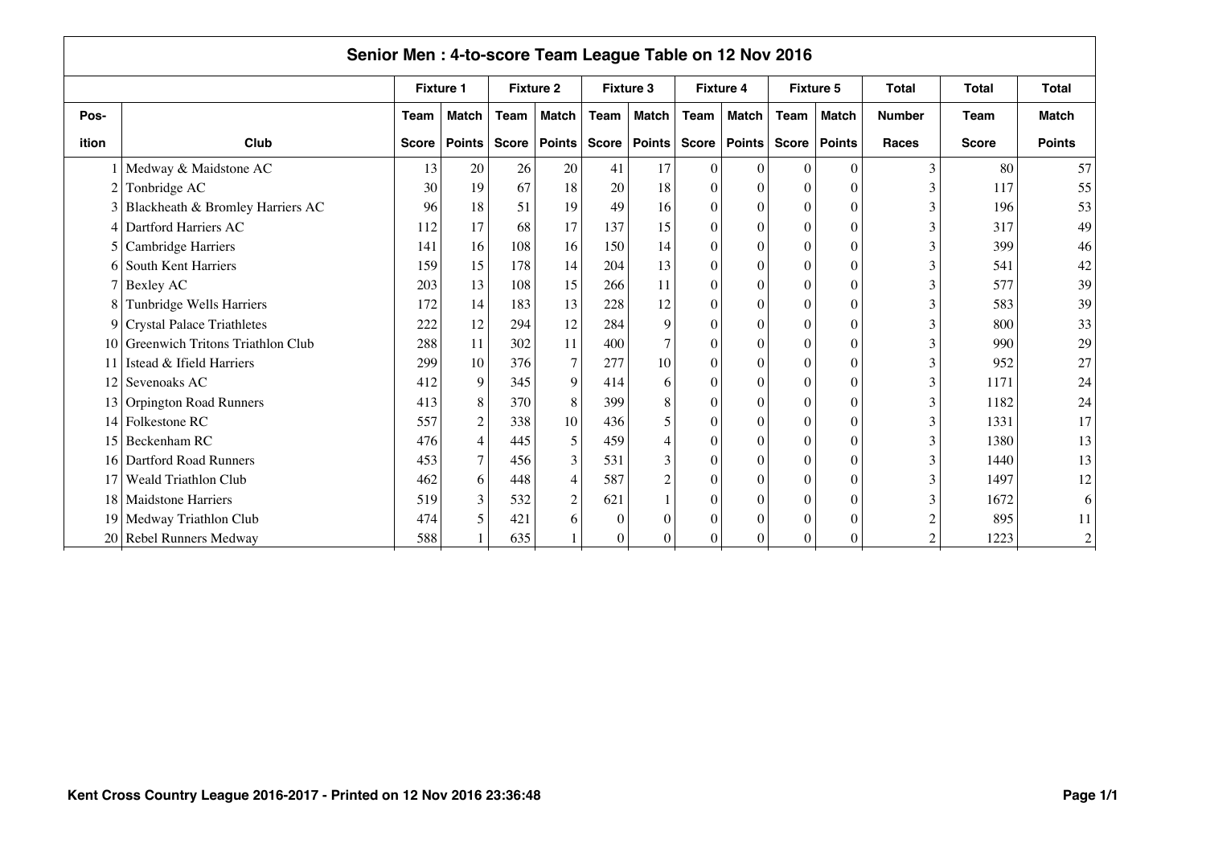## Senior Men : 4-to-score Team League Table on 12 Nov 2016

| | | Fixture 1 | | Fixture 2 | | Fixture 3 | | Fixture 4 | | Fixture 5 | | Total | Total | Total |
|---|---|---|---|---|---|---|---|---|---|---|---|---|---|---|
| Pos-ition | Club | Team Score | Match Points | Team Score | Match Points | Team Score | Match Points | Team Score | Match Points | Team Score | Match Points | Number Races | Team Score | Match Points |
| 1 | Medway & Maidstone AC | 13 | 20 | 26 | 20 | 41 | 17 | 0 | 0 | 0 | 0 | 3 | 80 | 57 |
| 2 | Tonbridge AC | 30 | 19 | 67 | 18 | 20 | 18 | 0 | 0 | 0 | 0 | 3 | 117 | 55 |
| 3 | Blackheath & Bromley Harriers AC | 96 | 18 | 51 | 19 | 49 | 16 | 0 | 0 | 0 | 0 | 3 | 196 | 53 |
| 4 | Dartford Harriers AC | 112 | 17 | 68 | 17 | 137 | 15 | 0 | 0 | 0 | 0 | 3 | 317 | 49 |
| 5 | Cambridge Harriers | 141 | 16 | 108 | 16 | 150 | 14 | 0 | 0 | 0 | 0 | 3 | 399 | 46 |
| 6 | South Kent Harriers | 159 | 15 | 178 | 14 | 204 | 13 | 0 | 0 | 0 | 0 | 3 | 541 | 42 |
| 7 | Bexley AC | 203 | 13 | 108 | 15 | 266 | 11 | 0 | 0 | 0 | 0 | 3 | 577 | 39 |
| 8 | Tunbridge Wells Harriers | 172 | 14 | 183 | 13 | 228 | 12 | 0 | 0 | 0 | 0 | 3 | 583 | 39 |
| 9 | Crystal Palace Triathletes | 222 | 12 | 294 | 12 | 284 | 9 | 0 | 0 | 0 | 0 | 3 | 800 | 33 |
| 10 | Greenwich Tritons Triathlon Club | 288 | 11 | 302 | 11 | 400 | 7 | 0 | 0 | 0 | 0 | 3 | 990 | 29 |
| 11 | Istead & Ifield Harriers | 299 | 10 | 376 | 7 | 277 | 10 | 0 | 0 | 0 | 0 | 3 | 952 | 27 |
| 12 | Sevenoaks AC | 412 | 9 | 345 | 9 | 414 | 6 | 0 | 0 | 0 | 0 | 3 | 1171 | 24 |
| 13 | Orpington Road Runners | 413 | 8 | 370 | 8 | 399 | 8 | 0 | 0 | 0 | 0 | 3 | 1182 | 24 |
| 14 | Folkestone RC | 557 | 2 | 338 | 10 | 436 | 5 | 0 | 0 | 0 | 0 | 3 | 1331 | 17 |
| 15 | Beckenham RC | 476 | 4 | 445 | 5 | 459 | 4 | 0 | 0 | 0 | 0 | 3 | 1380 | 13 |
| 16 | Dartford Road Runners | 453 | 7 | 456 | 3 | 531 | 3 | 0 | 0 | 0 | 0 | 3 | 1440 | 13 |
| 17 | Weald Triathlon Club | 462 | 6 | 448 | 4 | 587 | 2 | 0 | 0 | 0 | 0 | 3 | 1497 | 12 |
| 18 | Maidstone Harriers | 519 | 3 | 532 | 2 | 621 | 1 | 0 | 0 | 0 | 0 | 3 | 1672 | 6 |
| 19 | Medway Triathlon Club | 474 | 5 | 421 | 6 | 0 | 0 | 0 | 0 | 0 | 0 | 2 | 895 | 11 |
| 20 | Rebel Runners Medway | 588 | 1 | 635 | 1 | 0 | 0 | 0 | 0 | 0 | 0 | 2 | 1223 | 2 |

**Kent Cross Country League 2016-2017 - Printed on 12 Nov 2016 23:36:48**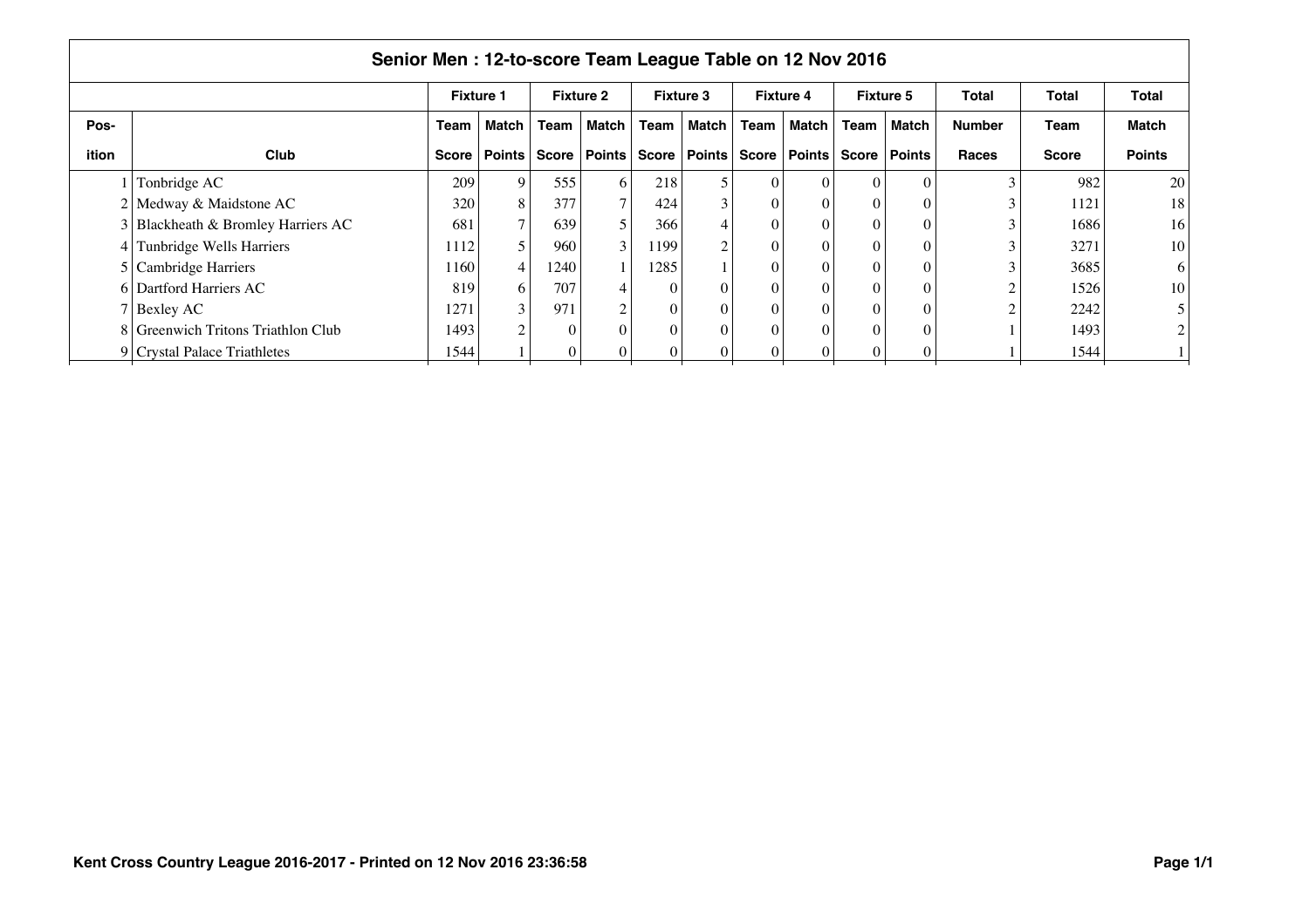| Senior Men : 12-to-score Team League Table on 12 Nov 2016 | | | | | | | | | | | | | | |
|---|---|---|---|---|---|---|---|---|---|---|---|---|---|---|
| | | Fixture 1 | | Fixture 2 | | Fixture 3 | | Fixture 4 | | Fixture 5 | | Total | Total | Total |
| Pos-ition | Club | Team Score | Match Points | Team Score | Match Points | Team Score | Match Points | Team Score | Match Points | Team Score | Match Points | Number Races | Team Score | Match Points |
| 1 | Tonbridge AC | 209 | 9 | 555 | 6 | 218 | 5 | 0 | 0 | 0 | 0 | 3 | 982 | 20 |
| 2 | Medway & Maidstone AC | 320 | 8 | 377 | 7 | 424 | 3 | 0 | 0 | 0 | 0 | 3 | 1121 | 18 |
| 3 | Blackheath & Bromley Harriers AC | 681 | 7 | 639 | 5 | 366 | 4 | 0 | 0 | 0 | 0 | 3 | 1686 | 16 |
| 4 | Tunbridge Wells Harriers | 1112 | 5 | 960 | 3 | 1199 | 2 | 0 | 0 | 0 | 0 | 3 | 3271 | 10 |
| 5 | Cambridge Harriers | 1160 | 4 | 1240 | 1 | 1285 | 1 | 0 | 0 | 0 | 0 | 3 | 3685 | 6 |
| 6 | Dartford Harriers AC | 819 | 6 | 707 | 4 | 0 | 0 | 0 | 0 | 0 | 0 | 2 | 1526 | 10 |
| 7 | Bexley AC | 1271 | 3 | 971 | 2 | 0 | 0 | 0 | 0 | 0 | 0 | 2 | 2242 | 5 |
| 8 | Greenwich Tritons Triathlon Club | 1493 | 2 | 0 | 0 | 0 | 0 | 0 | 0 | 0 | 0 | 1 | 1493 | 2 |
| 9 | Crystal Palace Triathletes | 1544 | 1 | 0 | 0 | 0 | 0 | 0 | 0 | 0 | 0 | 1 | 1544 | 1 |

Kent Cross Country League 2016-2017 - Printed on 12 Nov 2016 23:36:58